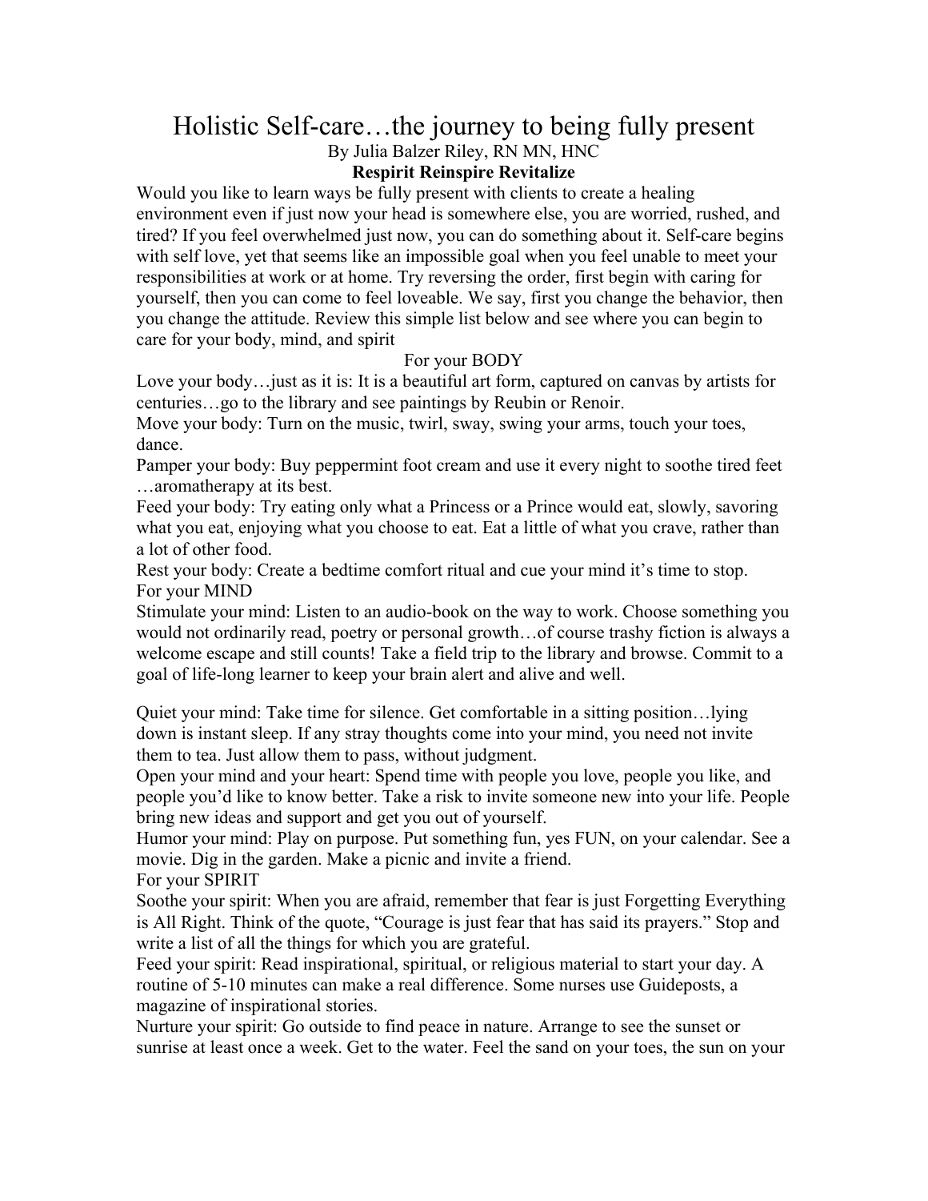# Holistic Self-care…the journey to being fully present

By Julia Balzer Riley, RN MN, HNC

**Respirit Reinspire Revitalize**

Would you like to learn ways be fully present with clients to create a healing environment even if just now your head is somewhere else, you are worried, rushed, and tired? If you feel overwhelmed just now, you can do something about it. Self-care begins with self love, yet that seems like an impossible goal when you feel unable to meet your responsibilities at work or at home. Try reversing the order, first begin with caring for yourself, then you can come to feel loveable. We say, first you change the behavior, then you change the attitude. Review this simple list below and see where you can begin to care for your body, mind, and spirit

## For your BODY

Love your body…just as it is: It is a beautiful art form, captured on canvas by artists for centuries…go to the library and see paintings by Reubin or Renoir.

Move your body: Turn on the music, twirl, sway, swing your arms, touch your toes, dance.

Pamper your body: Buy peppermint foot cream and use it every night to soothe tired feet …aromatherapy at its best.

Feed your body: Try eating only what a Princess or a Prince would eat, slowly, savoring what you eat, enjoying what you choose to eat. Eat a little of what you crave, rather than a lot of other food.

Rest your body: Create a bedtime comfort ritual and cue your mind it's time to stop.

## For your MIND

Stimulate your mind: Listen to an audio-book on the way to work. Choose something you would not ordinarily read, poetry or personal growth…of course trashy fiction is always a welcome escape and still counts! Take a field trip to the library and browse. Commit to a goal of life-long learner to keep your brain alert and alive and well.

Quiet your mind: Take time for silence. Get comfortable in a sitting position…lying down is instant sleep. If any stray thoughts come into your mind, you need not invite them to tea. Just allow them to pass, without judgment.

Open your mind and your heart: Spend time with people you love, people you like, and people you'd like to know better. Take a risk to invite someone new into your life. People bring new ideas and support and get you out of yourself.

Humor your mind: Play on purpose. Put something fun, yes FUN, on your calendar. See a movie. Dig in the garden. Make a picnic and invite a friend.

## For your SPIRIT

Soothe your spirit: When you are afraid, remember that fear is just Forgetting Everything is All Right. Think of the quote, "Courage is just fear that has said its prayers." Stop and write a list of all the things for which you are grateful.

Feed your spirit: Read inspirational, spiritual, or religious material to start your day. A routine of 5-10 minutes can make a real difference. Some nurses use Guideposts, a magazine of inspirational stories.

Nurture your spirit: Go outside to find peace in nature. Arrange to see the sunset or sunrise at least once a week. Get to the water. Feel the sand on your toes, the sun on your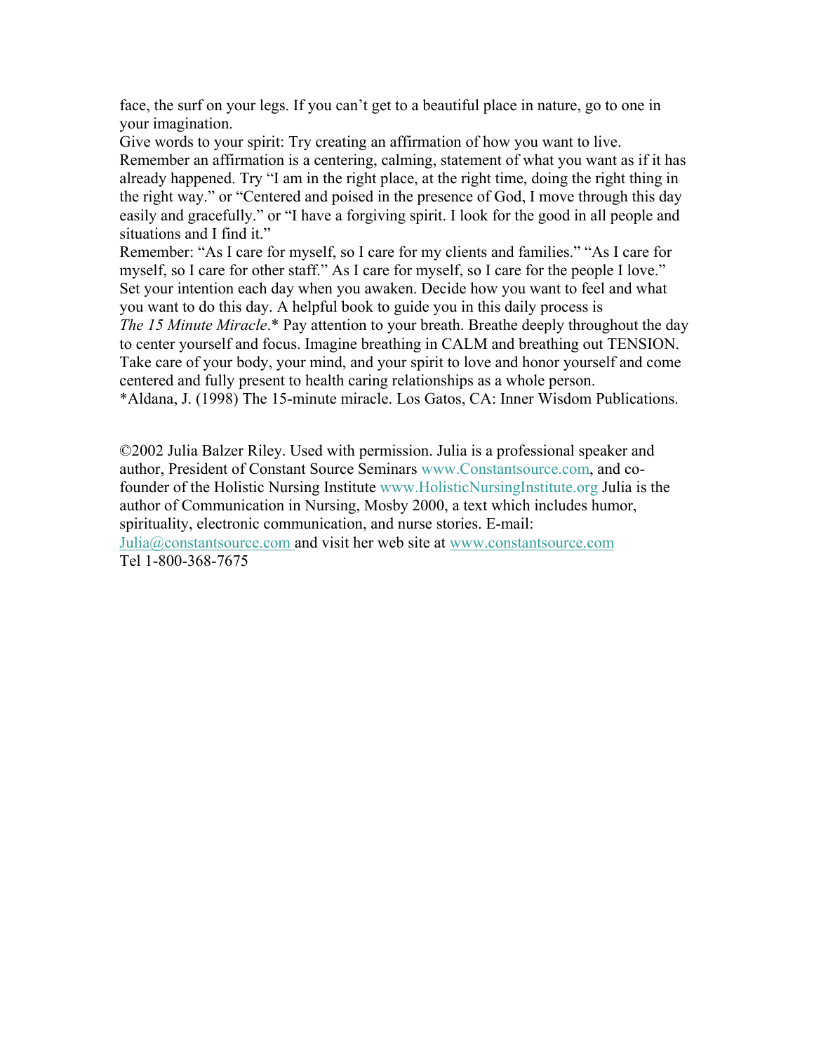face, the surf on your legs. If you can't get to a beautiful place in nature, go to one in your imagination.

Give words to your spirit: Try creating an affirmation of how you want to live. Remember an affirmation is a centering, calming, statement of what you want as if it has already happened. Try "I am in the right place, at the right time, doing the right thing in the right way." or "Centered and poised in the presence of God, I move through this day easily and gracefully." or "I have a forgiving spirit. I look for the good in all people and situations and I find it."

Remember: "As I care for myself, so I care for my clients and families." "As I care for myself, so I care for other staff." As I care for myself, so I care for the people I love."

Set your intention each day when you awaken. Decide how you want to feel and what you want to do this day. A helpful book to guide you in this daily process is *The 15 Minute Miracle*.* Pay attention to your breath. Breathe deeply throughout the day to center yourself and focus. Imagine breathing in CALM and breathing out TENSION. Take care of your body, your mind, and your spirit to love and honor yourself and come centered and fully present to health caring relationships as a whole person.

*Aldana, J. (1998) The 15-minute miracle. Los Gatos, CA: Inner Wisdom Publications.

©2002 Julia Balzer Riley. Used with permission. Julia is a professional speaker and author, President of Constant Source Seminars www.Constantsource.com, and co-founder of the Holistic Nursing Institute www.HolisticNursingInstitute.org Julia is the author of Communication in Nursing, Mosby 2000, a text which includes humor, spirituality, electronic communication, and nurse stories. E-mail: Julia@constantsource.com and visit her web site at www.constantsource.com

Tel 1-800-368-7675